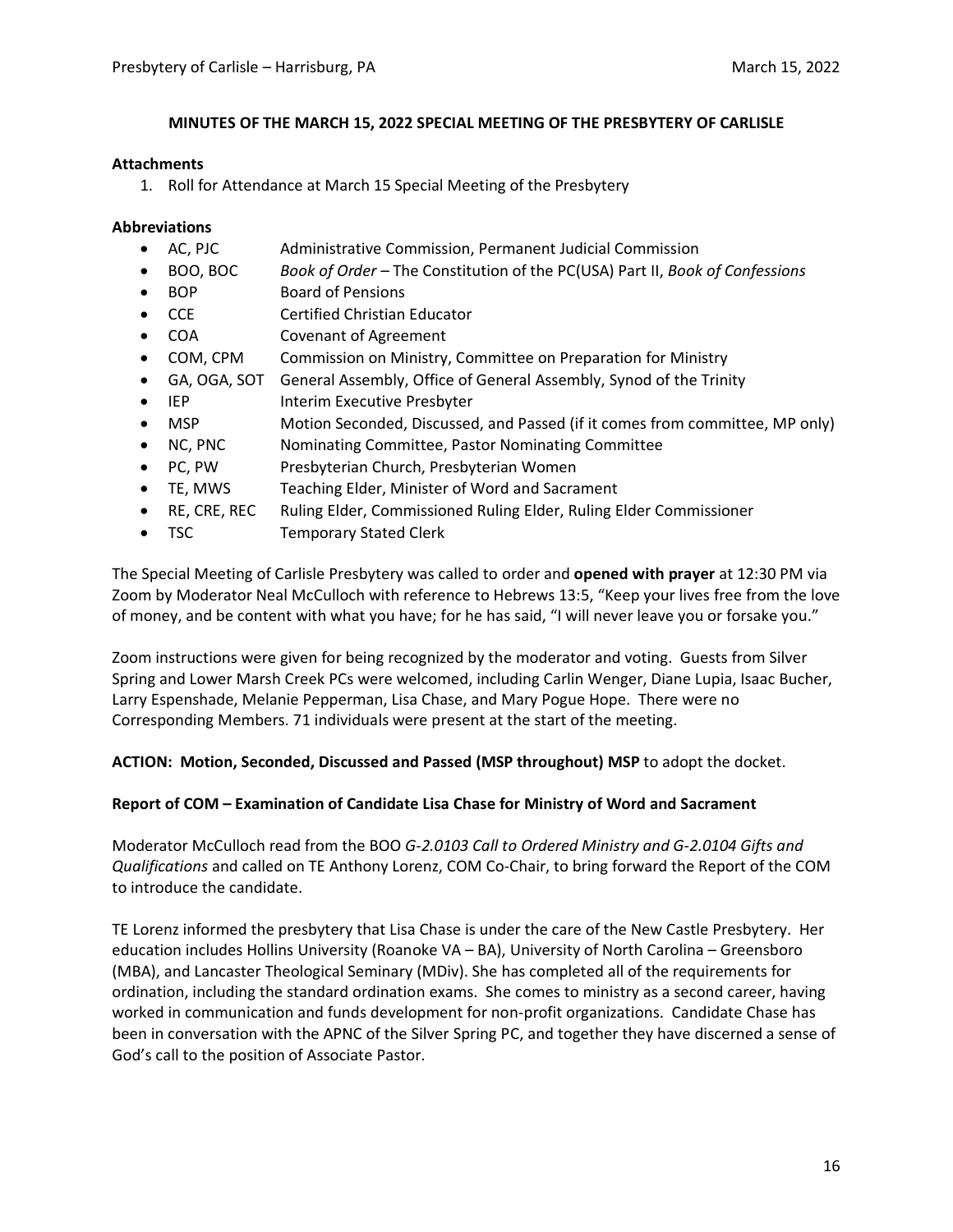## MINUTES OF THE MARCH 15, 2022 SPECIAL MEETING OF THE PRESBYTERY OF CARLISLE

### Attachments

1. Roll for Attendance at March 15 Special Meeting of the Presbytery

### Abbreviations

- AC, PJC — Administrative Commission, Permanent Judicial Commission
- BOO, BOC — *Book of Order* – The Constitution of the PC(USA) Part II, *Book of Confessions*
- BOP — Board of Pensions
- CCE — Certified Christian Educator
- COA — Covenant of Agreement
- COM, CPM — Commission on Ministry, Committee on Preparation for Ministry
- GA, OGA, SOT — General Assembly, Office of General Assembly, Synod of the Trinity
- IEP — Interim Executive Presbyter
- MSP — Motion Seconded, Discussed, and Passed (if it comes from committee, MP only)
- NC, PNC — Nominating Committee, Pastor Nominating Committee
- PC, PW — Presbyterian Church, Presbyterian Women
- TE, MWS — Teaching Elder, Minister of Word and Sacrament
- RE, CRE, REC — Ruling Elder, Commissioned Ruling Elder, Ruling Elder Commissioner
- TSC — Temporary Stated Clerk

The Special Meeting of Carlisle Presbytery was called to order and **opened with prayer** at 12:30 PM via Zoom by Moderator Neal McCulloch with reference to Hebrews 13:5, "Keep your lives free from the love of money, and be content with what you have; for he has said, "I will never leave you or forsake you."

Zoom instructions were given for being recognized by the moderator and voting. Guests from Silver Spring and Lower Marsh Creek PCs were welcomed, including Carlin Wenger, Diane Lupia, Isaac Bucher, Larry Espenshade, Melanie Pepperman, Lisa Chase, and Mary Pogue Hope. There were no Corresponding Members. 71 individuals were present at the start of the meeting.

**ACTION: Motion, Seconded, Discussed and Passed (MSP throughout) MSP** to adopt the docket.

### Report of COM – Examination of Candidate Lisa Chase for Ministry of Word and Sacrament

Moderator McCulloch read from the BOO *G-2.0103 Call to Ordered Ministry and G-2.0104 Gifts and Qualifications* and called on TE Anthony Lorenz, COM Co-Chair, to bring forward the Report of the COM to introduce the candidate.

TE Lorenz informed the presbytery that Lisa Chase is under the care of the New Castle Presbytery. Her education includes Hollins University (Roanoke VA – BA), University of North Carolina – Greensboro (MBA), and Lancaster Theological Seminary (MDiv). She has completed all of the requirements for ordination, including the standard ordination exams. She comes to ministry as a second career, having worked in communication and funds development for non-profit organizations. Candidate Chase has been in conversation with the APNC of the Silver Spring PC, and together they have discerned a sense of God's call to the position of Associate Pastor.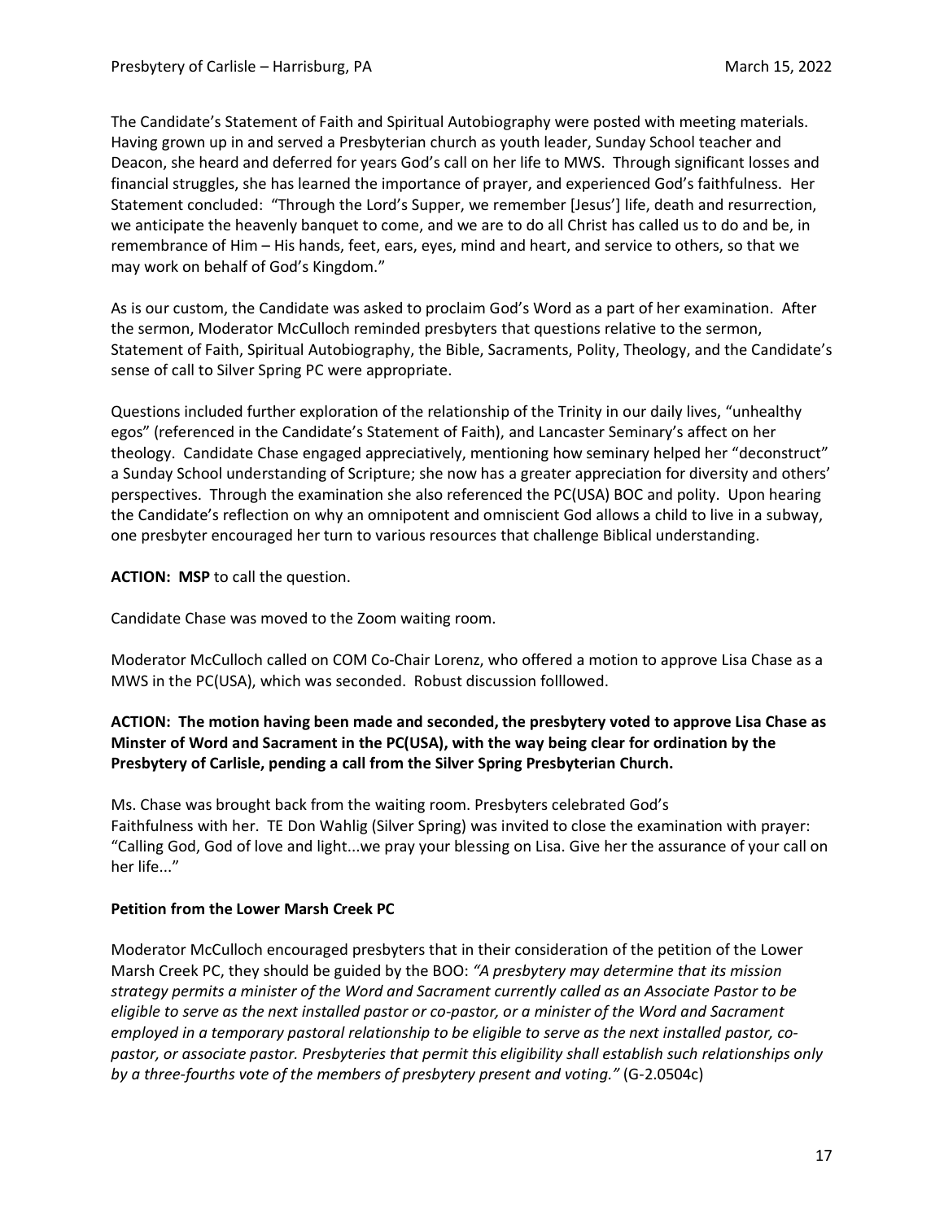The Candidate's Statement of Faith and Spiritual Autobiography were posted with meeting materials. Having grown up in and served a Presbyterian church as youth leader, Sunday School teacher and Deacon, she heard and deferred for years God's call on her life to MWS. Through significant losses and financial struggles, she has learned the importance of prayer, and experienced God's faithfulness. Her Statement concluded: "Through the Lord's Supper, we remember [Jesus'] life, death and resurrection, we anticipate the heavenly banquet to come, and we are to do all Christ has called us to do and be, in remembrance of Him – His hands, feet, ears, eyes, mind and heart, and service to others, so that we may work on behalf of God's Kingdom."

As is our custom, the Candidate was asked to proclaim God's Word as a part of her examination. After the sermon, Moderator McCulloch reminded presbyters that questions relative to the sermon, Statement of Faith, Spiritual Autobiography, the Bible, Sacraments, Polity, Theology, and the Candidate's sense of call to Silver Spring PC were appropriate.

Questions included further exploration of the relationship of the Trinity in our daily lives, "unhealthy egos" (referenced in the Candidate's Statement of Faith), and Lancaster Seminary's affect on her theology. Candidate Chase engaged appreciatively, mentioning how seminary helped her "deconstruct" a Sunday School understanding of Scripture; she now has a greater appreciation for diversity and others' perspectives. Through the examination she also referenced the PC(USA) BOC and polity. Upon hearing the Candidate's reflection on why an omnipotent and omniscient God allows a child to live in a subway, one presbyter encouraged her turn to various resources that challenge Biblical understanding.

**ACTION: MSP** to call the question.

Candidate Chase was moved to the Zoom waiting room.

Moderator McCulloch called on COM Co-Chair Lorenz, who offered a motion to approve Lisa Chase as a MWS in the PC(USA), which was seconded. Robust discussion folllowed.

**ACTION: The motion having been made and seconded, the presbytery voted to approve Lisa Chase as Minster of Word and Sacrament in the PC(USA), with the way being clear for ordination by the Presbytery of Carlisle, pending a call from the Silver Spring Presbyterian Church.**

Ms. Chase was brought back from the waiting room. Presbyters celebrated God's Faithfulness with her. TE Don Wahlig (Silver Spring) was invited to close the examination with prayer: "Calling God, God of love and light...we pray your blessing on Lisa. Give her the assurance of your call on her life..."

**Petition from the Lower Marsh Creek PC**

Moderator McCulloch encouraged presbyters that in their consideration of the petition of the Lower Marsh Creek PC, they should be guided by the BOO: *"A presbytery may determine that its mission strategy permits a minister of the Word and Sacrament currently called as an Associate Pastor to be eligible to serve as the next installed pastor or co-pastor, or a minister of the Word and Sacrament employed in a temporary pastoral relationship to be eligible to serve as the next installed pastor, co-pastor, or associate pastor. Presbyteries that permit this eligibility shall establish such relationships only by a three-fourths vote of the members of presbytery present and voting."* (G-2.0504c)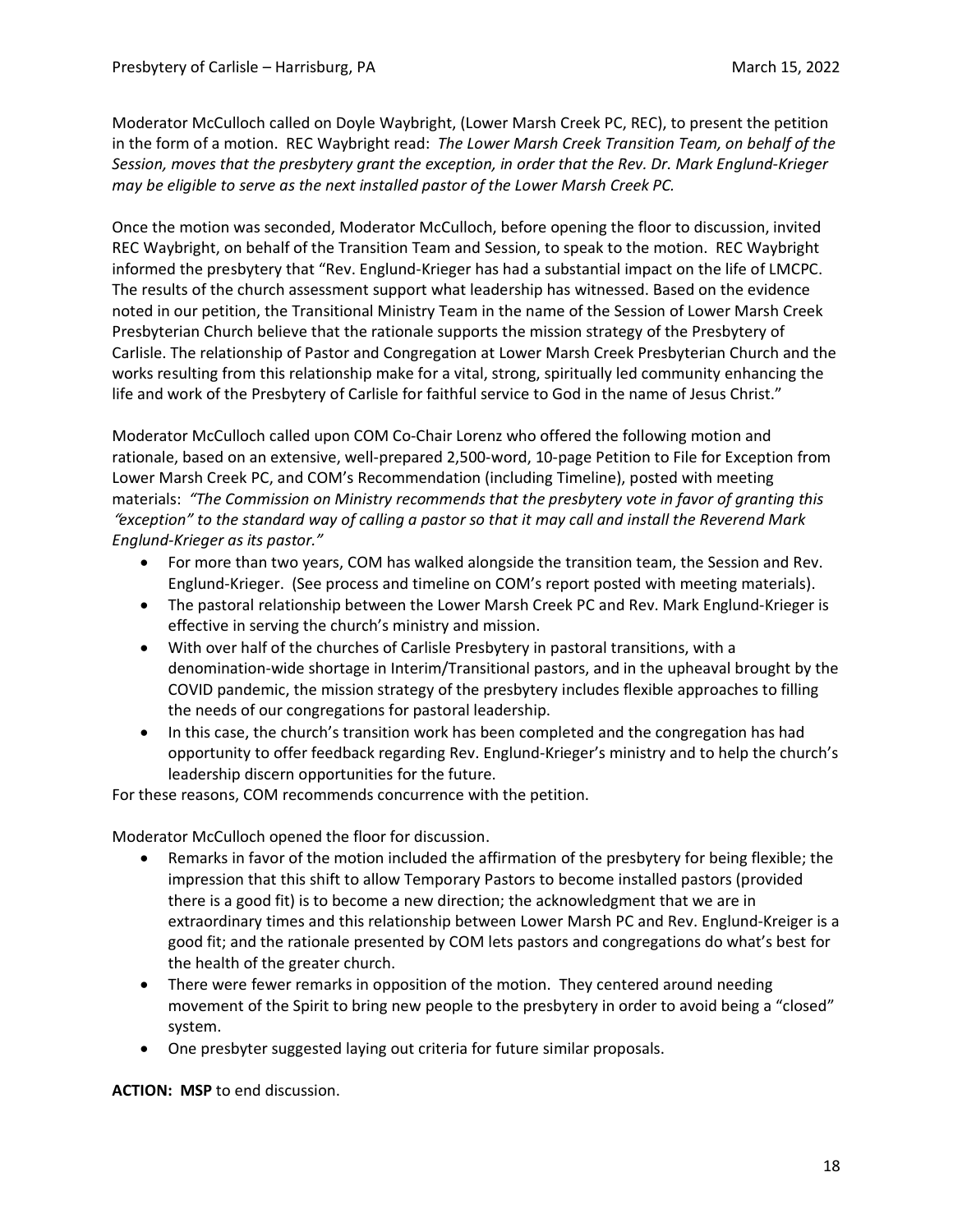Moderator McCulloch called on Doyle Waybright, (Lower Marsh Creek PC, REC), to present the petition in the form of a motion. REC Waybright read: *The Lower Marsh Creek Transition Team, on behalf of the Session, moves that the presbytery grant the exception, in order that the Rev. Dr. Mark Englund-Krieger may be eligible to serve as the next installed pastor of the Lower Marsh Creek PC.*

Once the motion was seconded, Moderator McCulloch, before opening the floor to discussion, invited REC Waybright, on behalf of the Transition Team and Session, to speak to the motion. REC Waybright informed the presbytery that "Rev. Englund-Krieger has had a substantial impact on the life of LMCPC. The results of the church assessment support what leadership has witnessed. Based on the evidence noted in our petition, the Transitional Ministry Team in the name of the Session of Lower Marsh Creek Presbyterian Church believe that the rationale supports the mission strategy of the Presbytery of Carlisle. The relationship of Pastor and Congregation at Lower Marsh Creek Presbyterian Church and the works resulting from this relationship make for a vital, strong, spiritually led community enhancing the life and work of the Presbytery of Carlisle for faithful service to God in the name of Jesus Christ."

Moderator McCulloch called upon COM Co-Chair Lorenz who offered the following motion and rationale, based on an extensive, well-prepared 2,500-word, 10-page Petition to File for Exception from Lower Marsh Creek PC, and COM's Recommendation (including Timeline), posted with meeting materials: *"The Commission on Ministry recommends that the presbytery vote in favor of granting this "exception" to the standard way of calling a pastor so that it may call and install the Reverend Mark Englund-Krieger as its pastor."*

- For more than two years, COM has walked alongside the transition team, the Session and Rev. Englund-Krieger. (See process and timeline on COM's report posted with meeting materials).
- The pastoral relationship between the Lower Marsh Creek PC and Rev. Mark Englund-Krieger is effective in serving the church's ministry and mission.
- With over half of the churches of Carlisle Presbytery in pastoral transitions, with a denomination-wide shortage in Interim/Transitional pastors, and in the upheaval brought by the COVID pandemic, the mission strategy of the presbytery includes flexible approaches to filling the needs of our congregations for pastoral leadership.
- In this case, the church's transition work has been completed and the congregation has had opportunity to offer feedback regarding Rev. Englund-Krieger's ministry and to help the church's leadership discern opportunities for the future.

For these reasons, COM recommends concurrence with the petition.

Moderator McCulloch opened the floor for discussion.

- Remarks in favor of the motion included the affirmation of the presbytery for being flexible; the impression that this shift to allow Temporary Pastors to become installed pastors (provided there is a good fit) is to become a new direction; the acknowledgment that we are in extraordinary times and this relationship between Lower Marsh PC and Rev. Englund-Kreiger is a good fit; and the rationale presented by COM lets pastors and congregations do what's best for the health of the greater church.
- There were fewer remarks in opposition of the motion. They centered around needing movement of the Spirit to bring new people to the presbytery in order to avoid being a "closed" system.
- One presbyter suggested laying out criteria for future similar proposals.

**ACTION: MSP** to end discussion.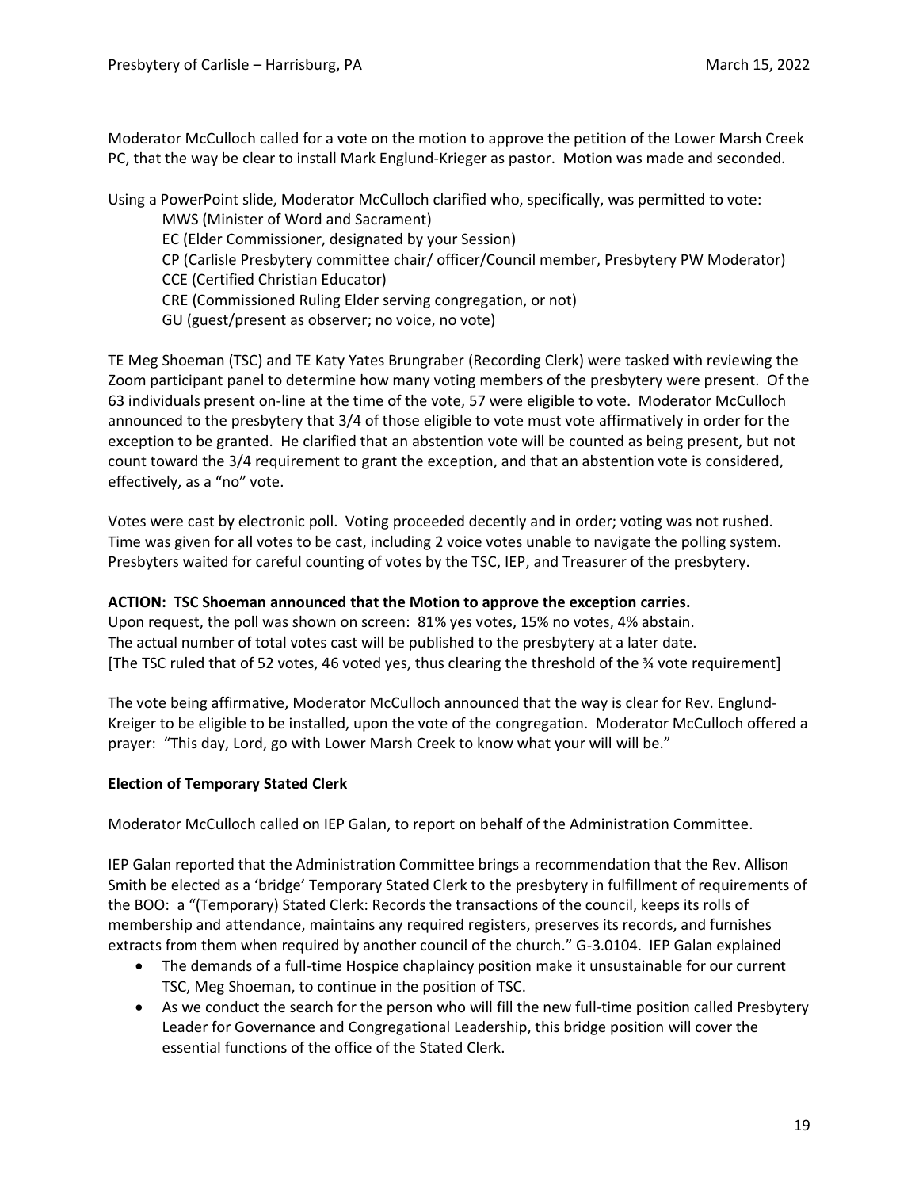Moderator McCulloch called for a vote on the motion to approve the petition of the Lower Marsh Creek PC, that the way be clear to install Mark Englund-Krieger as pastor. Motion was made and seconded.

Using a PowerPoint slide, Moderator McCulloch clarified who, specifically, was permitted to vote:

MWS (Minister of Word and Sacrament)
EC (Elder Commissioner, designated by your Session)
CP (Carlisle Presbytery committee chair/ officer/Council member, Presbytery PW Moderator)
CCE (Certified Christian Educator)
CRE (Commissioned Ruling Elder serving congregation, or not)
GU (guest/present as observer; no voice, no vote)

TE Meg Shoeman (TSC) and TE Katy Yates Brungraber (Recording Clerk) were tasked with reviewing the Zoom participant panel to determine how many voting members of the presbytery were present. Of the 63 individuals present on-line at the time of the vote, 57 were eligible to vote. Moderator McCulloch announced to the presbytery that 3/4 of those eligible to vote must vote affirmatively in order for the exception to be granted. He clarified that an abstention vote will be counted as being present, but not count toward the 3/4 requirement to grant the exception, and that an abstention vote is considered, effectively, as a "no" vote.

Votes were cast by electronic poll. Voting proceeded decently and in order; voting was not rushed. Time was given for all votes to be cast, including 2 voice votes unable to navigate the polling system. Presbyters waited for careful counting of votes by the TSC, IEP, and Treasurer of the presbytery.

**ACTION: TSC Shoeman announced that the Motion to approve the exception carries.**
Upon request, the poll was shown on screen: 81% yes votes, 15% no votes, 4% abstain.
The actual number of total votes cast will be published to the presbytery at a later date.
[The TSC ruled that of 52 votes, 46 voted yes, thus clearing the threshold of the ¾ vote requirement]

The vote being affirmative, Moderator McCulloch announced that the way is clear for Rev. Englund-Kreiger to be eligible to be installed, upon the vote of the congregation. Moderator McCulloch offered a prayer: "This day, Lord, go with Lower Marsh Creek to know what your will will be."

**Election of Temporary Stated Clerk**

Moderator McCulloch called on IEP Galan, to report on behalf of the Administration Committee.

IEP Galan reported that the Administration Committee brings a recommendation that the Rev. Allison Smith be elected as a 'bridge' Temporary Stated Clerk to the presbytery in fulfillment of requirements of the BOO: a "(Temporary) Stated Clerk: Records the transactions of the council, keeps its rolls of membership and attendance, maintains any required registers, preserves its records, and furnishes extracts from them when required by another council of the church." G-3.0104. IEP Galan explained

- The demands of a full-time Hospice chaplaincy position make it unsustainable for our current TSC, Meg Shoeman, to continue in the position of TSC.
- As we conduct the search for the person who will fill the new full-time position called Presbytery Leader for Governance and Congregational Leadership, this bridge position will cover the essential functions of the office of the Stated Clerk.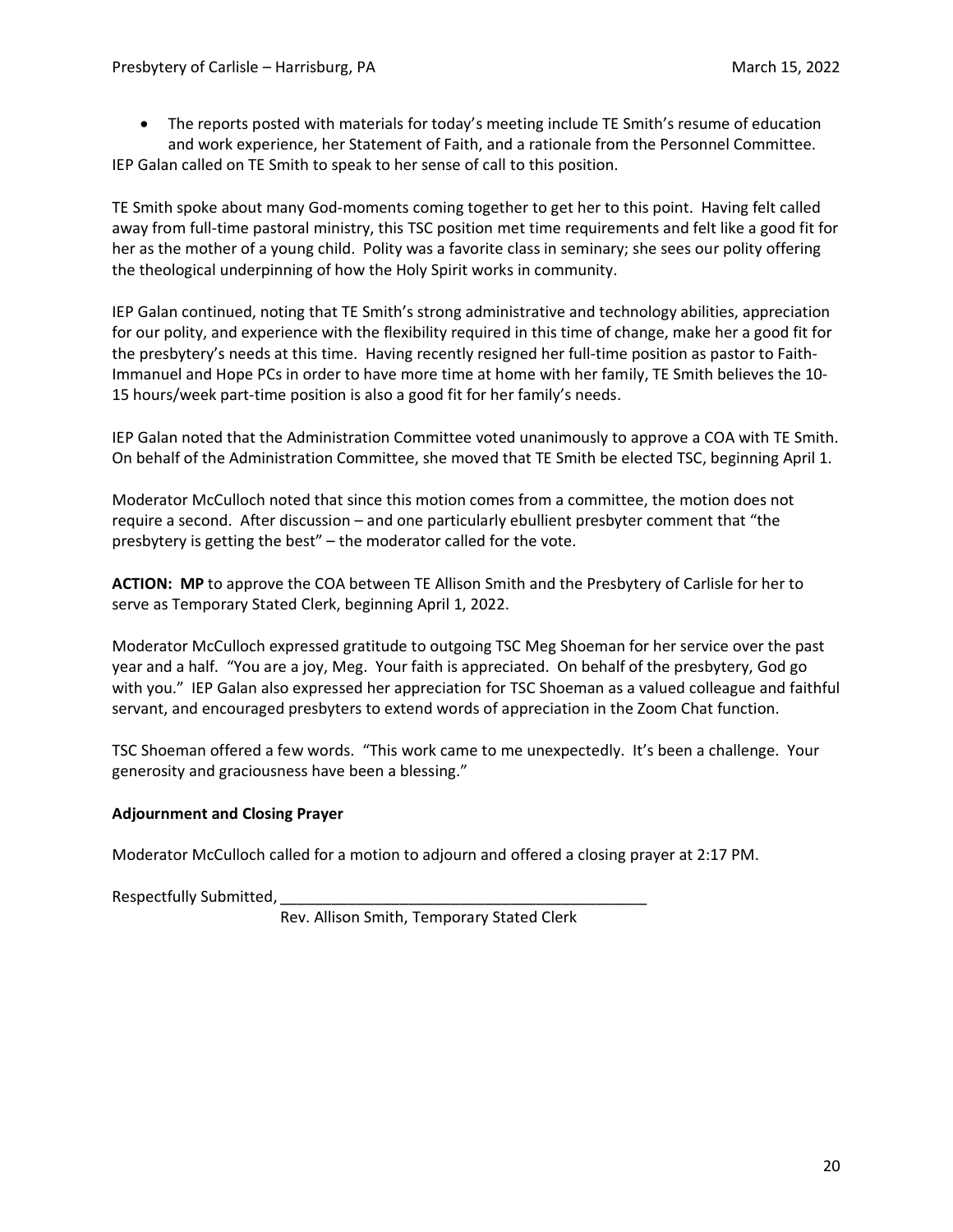- The reports posted with materials for today's meeting include TE Smith's resume of education and work experience, her Statement of Faith, and a rationale from the Personnel Committee.

IEP Galan called on TE Smith to speak to her sense of call to this position.

TE Smith spoke about many God-moments coming together to get her to this point. Having felt called away from full-time pastoral ministry, this TSC position met time requirements and felt like a good fit for her as the mother of a young child. Polity was a favorite class in seminary; she sees our polity offering the theological underpinning of how the Holy Spirit works in community.

IEP Galan continued, noting that TE Smith's strong administrative and technology abilities, appreciation for our polity, and experience with the flexibility required in this time of change, make her a good fit for the presbytery's needs at this time. Having recently resigned her full-time position as pastor to Faith-Immanuel and Hope PCs in order to have more time at home with her family, TE Smith believes the 10-15 hours/week part-time position is also a good fit for her family's needs.

IEP Galan noted that the Administration Committee voted unanimously to approve a COA with TE Smith. On behalf of the Administration Committee, she moved that TE Smith be elected TSC, beginning April 1.

Moderator McCulloch noted that since this motion comes from a committee, the motion does not require a second. After discussion – and one particularly ebullient presbyter comment that "the presbytery is getting the best" – the moderator called for the vote.

**ACTION: MP** to approve the COA between TE Allison Smith and the Presbytery of Carlisle for her to serve as Temporary Stated Clerk, beginning April 1, 2022.

Moderator McCulloch expressed gratitude to outgoing TSC Meg Shoeman for her service over the past year and a half. "You are a joy, Meg. Your faith is appreciated. On behalf of the presbytery, God go with you." IEP Galan also expressed her appreciation for TSC Shoeman as a valued colleague and faithful servant, and encouraged presbyters to extend words of appreciation in the Zoom Chat function.

TSC Shoeman offered a few words. "This work came to me unexpectedly. It's been a challenge. Your generosity and graciousness have been a blessing."

**Adjournment and Closing Prayer**

Moderator McCulloch called for a motion to adjourn and offered a closing prayer at 2:17 PM.

Respectfully Submitted, ____________________________________________

Rev. Allison Smith, Temporary Stated Clerk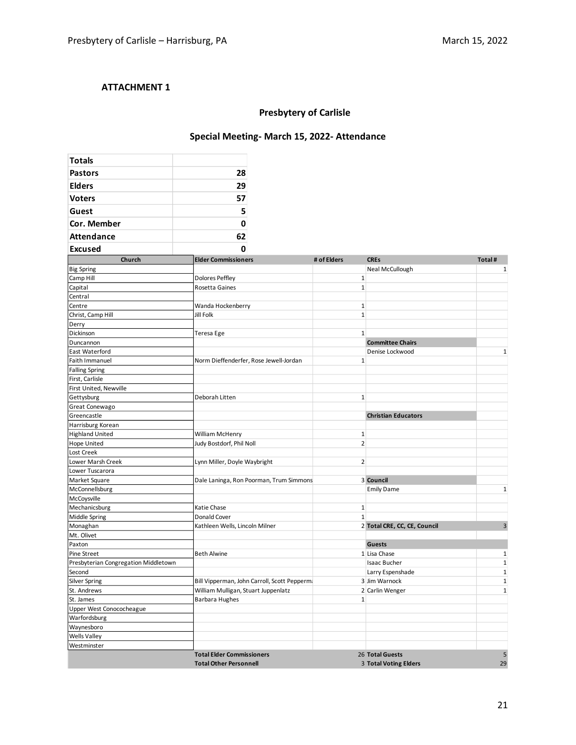**ATTACHMENT 1**

## Presbytery of Carlisle

### Special Meeting- March 15, 2022- Attendance

| Totals | |
|---|---|
| **Pastors** | **28** |
| **Elders** | **29** |
| **Voters** | **57** |
| **Guest** | **5** |
| **Cor. Member** | **0** |
| **Attendance** | **62** |
| **Excused** | **0** |

| Church | Elder Commissioners | # of Elders | CREs | Total # |
|---|---|---|---|---|
| Big Spring | | | Neal McCullough | 1 |
| Camp Hill | Dolores Peffley | 1 | | |
| Capital | Rosetta Gaines | 1 | | |
| Central | | | | |
| Centre | Wanda Hockenberry | 1 | | |
| Christ, Camp Hill | Jill Folk | 1 | | |
| Derry | | | | |
| Dickinson | Teresa Ege | 1 | | |
| Duncannon | | | **Committee Chairs** | |
| East Waterford | | | Denise Lockwood | 1 |
| Faith Immanuel | Norm Dieffenderfer, Rose Jewell-Jordan | 1 | | |
| Falling Spring | | | | |
| First, Carlisle | | | | |
| First United, Newville | | | | |
| Gettysburg | Deborah Litten | 1 | | |
| Great Conewago | | | | |
| Greencastle | | | **Christian Educators** | |
| Harrisburg Korean | | | | |
| Highland United | William McHenry | 1 | | |
| Hope United | Judy Bostdorf, Phil Noll | 2 | | |
| Lost Creek | | | | |
| Lower Marsh Creek | Lynn Miller, Doyle Waybright | 2 | | |
| Lower Tuscarora | | | | |
| Market Square | Dale Laninga, Ron Poorman, Trum Simmons | 3 | **Council** | |
| McConnellsburg | | | Emily Dame | 1 |
| McCoysville | | | | |
| Mechanicsburg | Katie Chase | 1 | | |
| Middle Spring | Donald Cover | 1 | | |
| Monaghan | Kathleen Wells, Lincoln Milner | 2 | **Total CRE, CC, CE, Council** | 3 |
| Mt. Olivet | | | | |
| Paxton | | | **Guests** | |
| Pine Street | Beth Alwine | 1 | Lisa Chase | 1 |
| Presbyterian Congregation Middletown | | | Isaac Bucher | 1 |
| Second | | | Larry Espenshade | 1 |
| Silver Spring | Bill Vipperman, John Carroll, Scott Pepperma | 3 | Jim Warnock | 1 |
| St. Andrews | William Mulligan, Stuart Juppenlatz | 2 | Carlin Wenger | 1 |
| St. James | Barbara Hughes | 1 | | |
| Upper West Conococheague | | | | |
| Warfordsburg | | | | |
| Waynesboro | | | | |
| Wells Valley | | | | |
| Westminster | | | | |
| | **Total Elder Commissioners** | 26 | **Total Guests** | 5 |
| | **Total Other Personnell** | 3 | **Total Voting Elders** | 29 |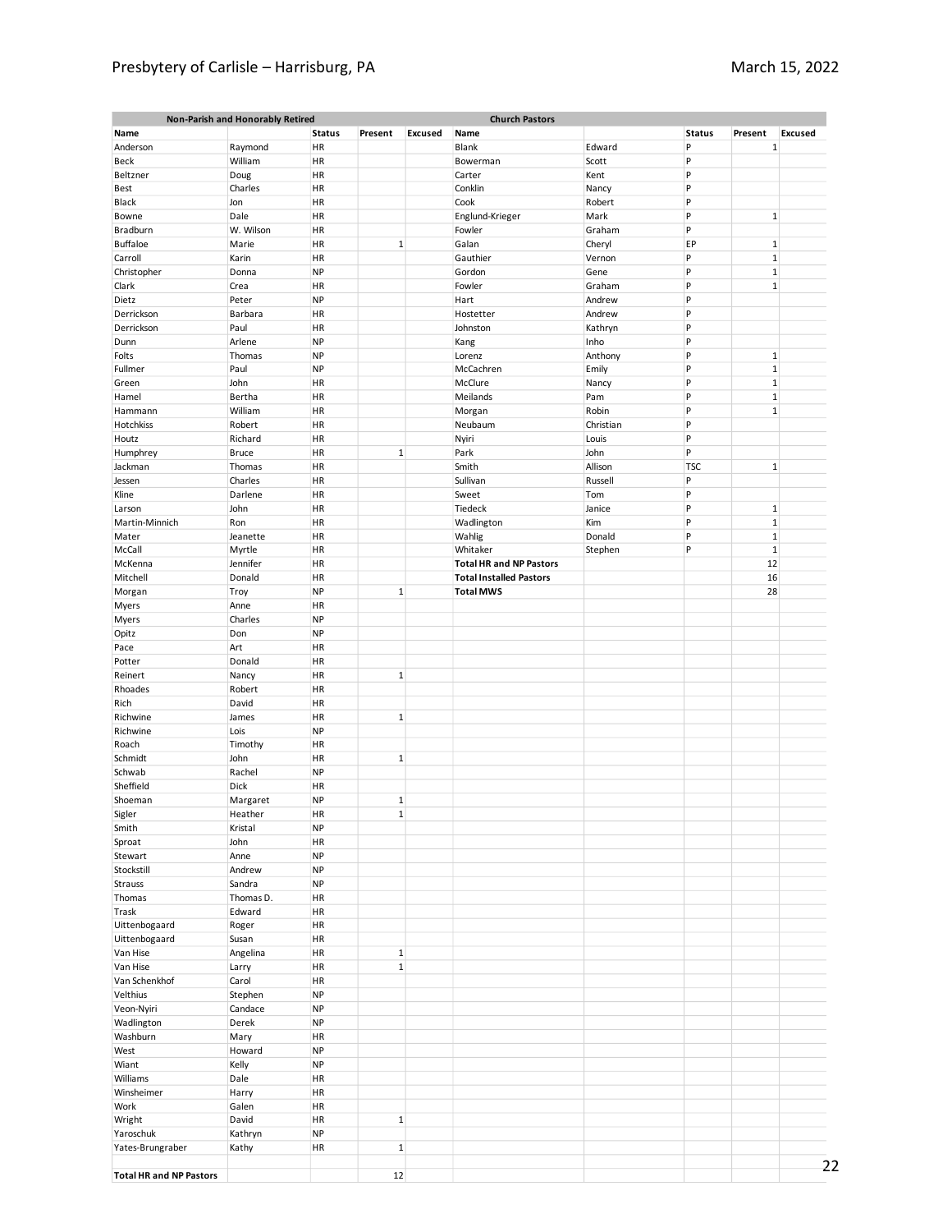| Non-Parish and Honorably Retired | | | | | Church Pastors | | | | |
|---|---|---|---|---|---|---|---|---|---|
| Name | | Status | Present | Excused | Name | | Status | Present | Excused |
| Anderson | Raymond | HR | | | Blank | Edward | P | 1 | |
| Beck | William | HR | | | Bowerman | Scott | P | | |
| Beltzner | Doug | HR | | | Carter | Kent | P | | |
| Best | Charles | HR | | | Conklin | Nancy | P | | |
| Black | Jon | HR | | | Cook | Robert | P | | |
| Bowne | Dale | HR | | | Englund-Krieger | Mark | P | 1 | |
| Bradburn | W. Wilson | HR | | | Fowler | Graham | P | | |
| Buffaloe | Marie | HR | 1 | | Galan | Cheryl | EP | 1 | |
| Carroll | Karin | HR | | | Gauthier | Vernon | P | 1 | |
| Christopher | Donna | NP | | | Gordon | Gene | P | 1 | |
| Clark | Crea | HR | | | Fowler | Graham | P | 1 | |
| Dietz | Peter | NP | | | Hart | Andrew | P | | |
| Derrickson | Barbara | HR | | | Hostetter | Andrew | P | | |
| Derrickson | Paul | HR | | | Johnston | Kathryn | P | | |
| Dunn | Arlene | NP | | | Kang | Inho | P | | |
| Folts | Thomas | NP | | | Lorenz | Anthony | P | 1 | |
| Fullmer | Paul | NP | | | McCachren | Emily | P | 1 | |
| Green | John | HR | | | McClure | Nancy | P | 1 | |
| Hamel | Bertha | HR | | | Meilands | Pam | P | 1 | |
| Hammann | William | HR | | | Morgan | Robin | P | 1 | |
| Hotchkiss | Robert | HR | | | Neubaum | Christian | P | | |
| Houtz | Richard | HR | | | Nyiri | Louis | P | | |
| Humphrey | Bruce | HR | 1 | | Park | John | P | | |
| Jackman | Thomas | HR | | | Smith | Allison | TSC | 1 | |
| Jessen | Charles | HR | | | Sullivan | Russell | P | | |
| Kline | Darlene | HR | | | Sweet | Tom | P | | |
| Larson | John | HR | | | Tiedeck | Janice | P | 1 | |
| Martin-Minnich | Ron | HR | | | Wadlington | Kim | P | 1 | |
| Mater | Jeanette | HR | | | Wahlig | Donald | P | 1 | |
| McCall | Myrtle | HR | | | Whitaker | Stephen | P | 1 | |
| McKenna | Jennifer | HR | | | **Total HR and NP Pastors** | | | 12 | |
| Mitchell | Donald | HR | | | **Total Installed Pastors** | | | 16 | |
| Morgan | Troy | NP | 1 | | **Total MWS** | | | 28 | |
| Myers | Anne | HR | | | | | | | |
| Myers | Charles | NP | | | | | | | |
| Opitz | Don | NP | | | | | | | |
| Pace | Art | HR | | | | | | | |
| Potter | Donald | HR | | | | | | | |
| Reinert | Nancy | HR | 1 | | | | | | |
| Rhoades | Robert | HR | | | | | | | |
| Rich | David | HR | | | | | | | |
| Richwine | James | HR | 1 | | | | | | |
| Richwine | Lois | NP | | | | | | | |
| Roach | Timothy | HR | | | | | | | |
| Schmidt | John | HR | 1 | | | | | | |
| Schwab | Rachel | NP | | | | | | | |
| Sheffield | Dick | HR | | | | | | | |
| Shoeman | Margaret | NP | 1 | | | | | | |
| Sigler | Heather | HR | 1 | | | | | | |
| Smith | Kristal | NP | | | | | | | |
| Sproat | John | HR | | | | | | | |
| Stewart | Anne | NP | | | | | | | |
| Stockstill | Andrew | NP | | | | | | | |
| Strauss | Sandra | NP | | | | | | | |
| Thomas | Thomas D. | HR | | | | | | | |
| Trask | Edward | HR | | | | | | | |
| Uittenbogaard | Roger | HR | | | | | | | |
| Uittenbogaard | Susan | HR | | | | | | | |
| Van Hise | Angelina | HR | 1 | | | | | | |
| Van Hise | Larry | HR | 1 | | | | | | |
| Van Schenkhof | Carol | HR | | | | | | | |
| Velthius | Stephen | NP | | | | | | | |
| Veon-Nyiri | Candace | NP | | | | | | | |
| Wadlington | Derek | NP | | | | | | | |
| Washburn | Mary | HR | | | | | | | |
| West | Howard | NP | | | | | | | |
| Wiant | Kelly | NP | | | | | | | |
| Williams | Dale | HR | | | | | | | |
| Winsheimer | Harry | HR | | | | | | | |
| Work | Galen | HR | | | | | | | |
| Wright | David | HR | 1 | | | | | | |
| Yaroschuk | Kathryn | NP | | | | | | | |
| Yates-Brungraber | Kathy | HR | 1 | | | | | | |
| | | | | | | | | | |
| **Total HR and NP Pastors** | | | 12 | | | | | | |